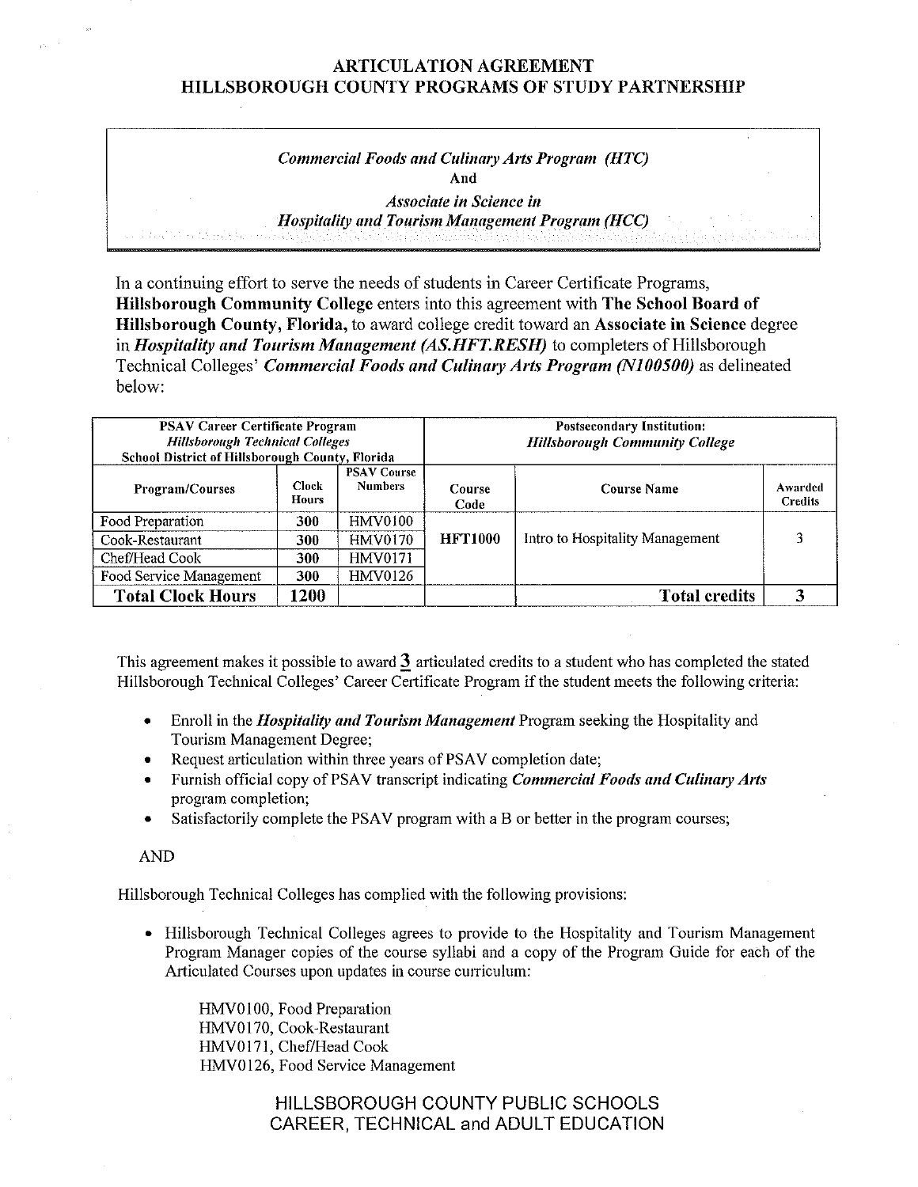# ARTICULATION AGREEMENT
# HILLSBOROUGH COUNTY PROGRAMS OF STUDY PARTNERSHIP

*Commercial Foods and Culinary Arts Program (HTC)*
**And**
*Associate in Science in*
*Hospitality and Tourism Management Program (HCC)*

In a continuing effort to serve the needs of students in Career Certificate Programs, **Hillsborough Community College** enters into this agreement with **The School Board of Hillsborough County, Florida,** to award college credit toward an **Associate in Science** degree in ***Hospitality and Tourism Management (AS.HFT.RESH)*** to completers of Hillsborough Technical Colleges' ***Commercial Foods and Culinary Arts Program (N100500)*** as delineated below:

| PSAV Career Certificate Program *Hillsborough Technical Colleges* School District of Hillsborough County, Florida | | | Postsecondary Institution: *Hillsborough Community College* | | |
|---|---|---|---|---|---|
| **Program/Courses** | **Clock Hours** | **PSAV Course Numbers** | **Course Code** | **Course Name** | **Awarded Credits** |
| Food Preparation | **300** | HMV0100 | **HFT1000** | Intro to Hospitality Management | 3 |
| Cook-Restaurant | **300** | HMV0170 | | | |
| Chef/Head Cook | **300** | HMV0171 | | | |
| Food Service Management | **300** | HMV0126 | | | |
| **Total Clock Hours** | **1200** | | | **Total credits** | **3** |

This agreement makes it possible to award **3** articulated credits to a student who has completed the stated Hillsborough Technical Colleges' Career Certificate Program if the student meets the following criteria:

- Enroll in the ***Hospitality and Tourism Management*** Program seeking the Hospitality and Tourism Management Degree;
- Request articulation within three years of PSAV completion date;
- Furnish official copy of PSAV transcript indicating ***Commercial Foods and Culinary Arts*** program completion;
- Satisfactorily complete the PSAV program with a B or better in the program courses;

AND

Hillsborough Technical Colleges has complied with the following provisions:

- Hillsborough Technical Colleges agrees to provide to the Hospitality and Tourism Management Program Manager copies of the course syllabi and a copy of the Program Guide for each of the Articulated Courses upon updates in course curriculum:

  HMV0100, Food Preparation
  HMV0170, Cook-Restaurant
  HMV0171, Chef/Head Cook
  HMV0126, Food Service Management

HILLSBOROUGH COUNTY PUBLIC SCHOOLS
CAREER, TECHNICAL and ADULT EDUCATION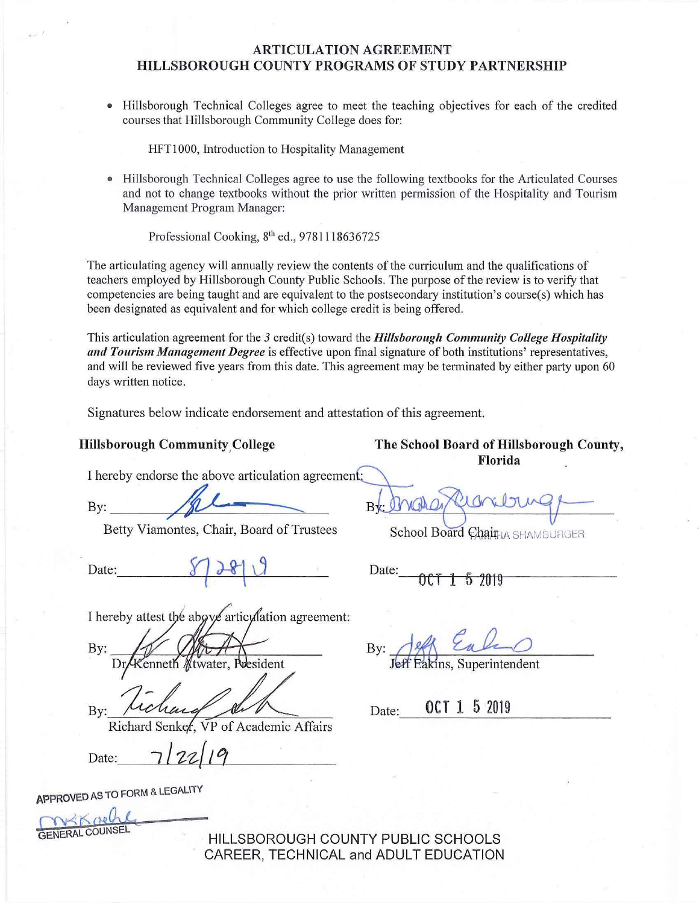# ARTICULATION AGREEMENT
# HILLSBOROUGH COUNTY PROGRAMS OF STUDY PARTNERSHIP

- Hillsborough Technical Colleges agree to meet the teaching objectives for each of the credited courses that Hillsborough Community College does for:

  HFT1000, Introduction to Hospitality Management

- Hillsborough Technical Colleges agree to use the following textbooks for the Articulated Courses and not to change textbooks without the prior written permission of the Hospitality and Tourism Management Program Manager:

  Professional Cooking, 8th ed., 9781118636725

The articulating agency will annually review the contents of the curriculum and the qualifications of teachers employed by Hillsborough County Public Schools. The purpose of the review is to verify that competencies are being taught and are equivalent to the postsecondary institution's course(s) which has been designated as equivalent and for which college credit is being offered.

This articulation agreement for the *3* credit(s) toward the ***Hillsborough Community College Hospitality and Tourism Management Degree*** is effective upon final signature of both institutions' representatives, and will be reviewed five years from this date. This agreement may be terminated by either party upon 60 days written notice.

Signatures below indicate endorsement and attestation of this agreement.

**Hillsborough Community College**

I hereby endorse the above articulation agreement:

By: ______________________
Betty Viamontes, Chair, Board of Trustees

Date: 5/28/19

I hereby attest the above articulation agreement:

By: ______________________
Dr. Kenneth Atwater, President

By: ______________________
Richard Senker, VP of Academic Affairs

Date: 7/22/19

**The School Board of Hillsborough County, Florida**

By: ______________________
School Board Chair TAMARA SHAMBURGER

Date: OCT 15 2019

By: ______________________
Jeff Eakins, Superintendent

Date: OCT 15 2019

APPROVED AS TO FORM & LEGALITY

______________________
GENERAL COUNSEL

HILLSBOROUGH COUNTY PUBLIC SCHOOLS
CAREER, TECHNICAL and ADULT EDUCATION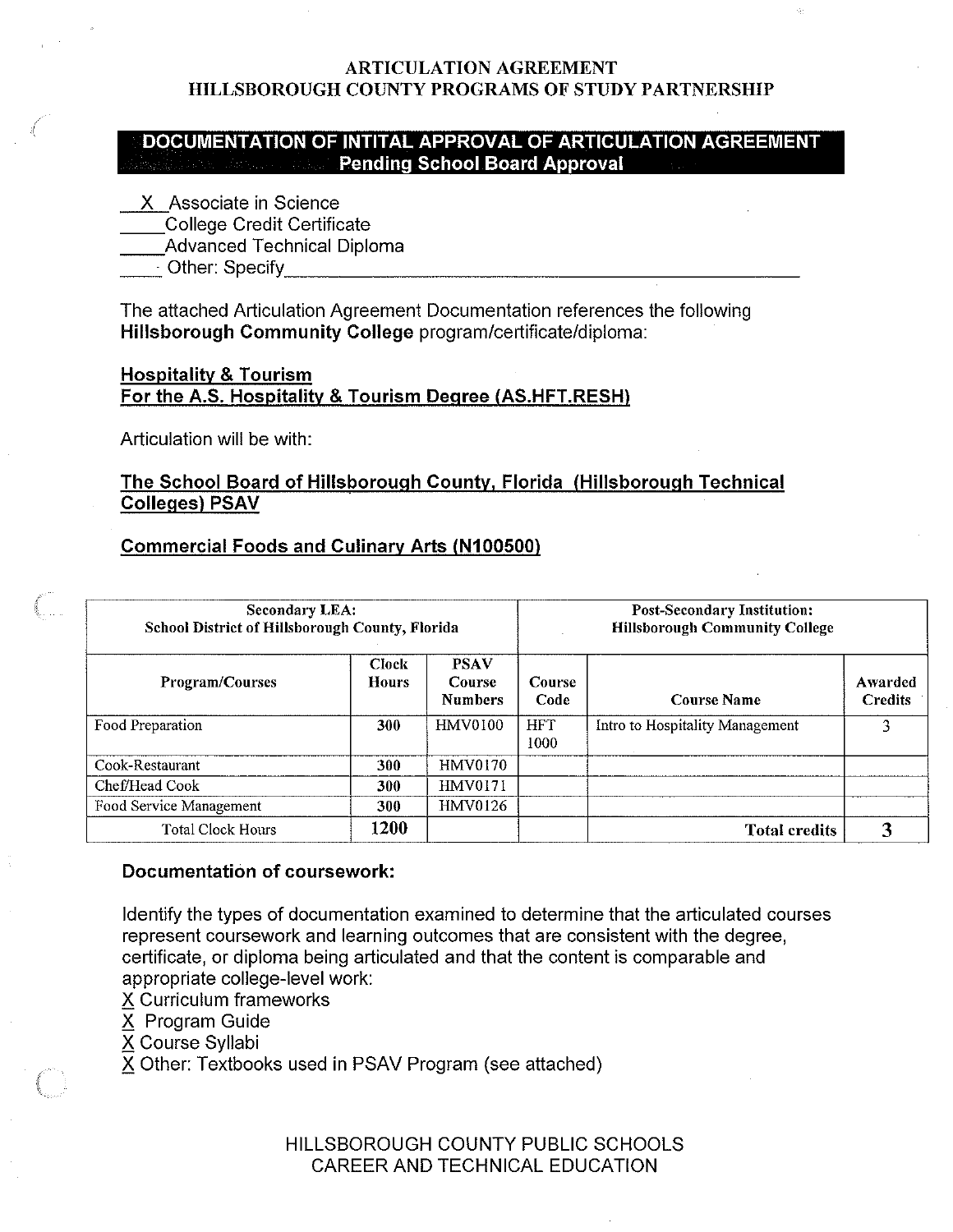# ARTICULATION AGREEMENT
# HILLSBOROUGH COUNTY PROGRAMS OF STUDY PARTNERSHIP

## DOCUMENTATION OF INTITAL APPROVAL OF ARTICULATION AGREEMENT
### Pending School Board Approval

__X__ Associate in Science
____College Credit Certificate
____Advanced Technical Diploma
____ Other: Specify________________________________________________

The attached Articulation Agreement Documentation references the following **Hillsborough Community College** program/certificate/diploma:

**Hospitality & Tourism**
**For the A.S. Hospitality & Tourism Degree (AS.HFT.RESH)**

Articulation will be with:

**The School Board of Hillsborough County, Florida (Hillsborough Technical Colleges) PSAV**

**Commercial Foods and Culinary Arts (N100500)**

| Secondary LEA: School District of Hillsborough County, Florida | | | Post-Secondary Institution: Hillsborough Community College | | |
|---|---|---|---|---|---|
| **Program/Courses** | **Clock Hours** | **PSAV Course Numbers** | **Course Code** | **Course Name** | **Awarded Credits** |
| Food Preparation | 300 | HMV0100 | HFT 1000 | Intro to Hospitality Management | 3 |
| Cook-Restaurant | 300 | HMV0170 | | | |
| Chef/Head Cook | 300 | HMV0171 | | | |
| Food Service Management | 300 | HMV0126 | | | |
| Total Clock Hours | 1200 | | | **Total credits** | **3** |

**Documentation of coursework:**

Identify the types of documentation examined to determine that the articulated courses represent coursework and learning outcomes that are consistent with the degree, certificate, or diploma being articulated and that the content is comparable and appropriate college-level work:

X Curriculum frameworks
X Program Guide
X Course Syllabi
X Other: Textbooks used in PSAV Program (see attached)

HILLSBOROUGH COUNTY PUBLIC SCHOOLS
CAREER AND TECHNICAL EDUCATION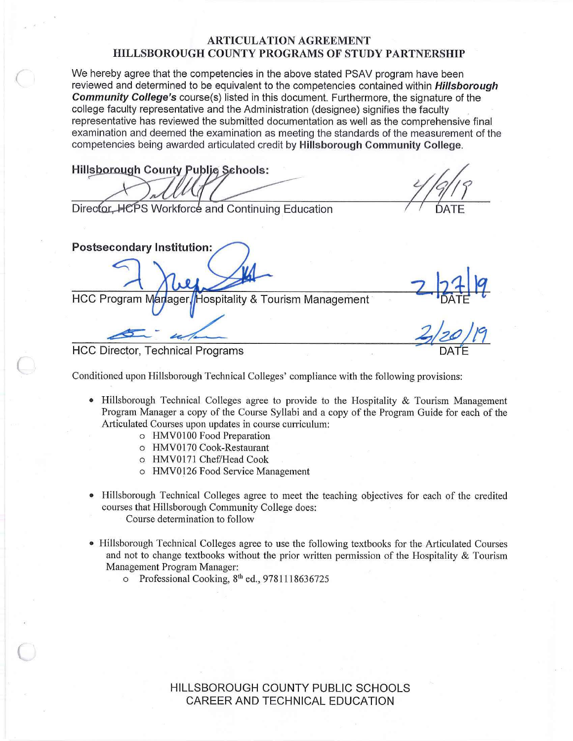# ARTICULATION AGREEMENT
## HILLSBOROUGH COUNTY PROGRAMS OF STUDY PARTNERSHIP

We hereby agree that the competencies in the above stated PSAV program have been reviewed and determined to be equivalent to the competencies contained within ***Hillsborough Community College's*** course(s) listed in this document. Furthermore, the signature of the college faculty representative and the Administration (designee) signifies the faculty representative has reviewed the submitted documentation as well as the comprehensive final examination and deemed the examination as meeting the standards of the measurement of the competencies being awarded articulated credit by **Hillsborough Community College**.

**Hillsborough County Public Schools:**

Director, HCPS Workforce and Continuing Education — DATE 4/9/19

**Postsecondary Institution:**

HCC Program Manager, Hospitality & Tourism Management — DATE 2/27/19

HCC Director, Technical Programs — DATE 2/20/19

Conditioned upon Hillsborough Technical Colleges' compliance with the following provisions:

- Hillsborough Technical Colleges agree to provide to the Hospitality & Tourism Management Program Manager a copy of the Course Syllabi and a copy of the Program Guide for each of the Articulated Courses upon updates in course curriculum:
  - HMV0100 Food Preparation
  - HMV0170 Cook-Restaurant
  - HMV0171 Chef/Head Cook
  - HMV0126 Food Service Management

- Hillsborough Technical Colleges agree to meet the teaching objectives for each of the credited courses that Hillsborough Community College does:
  Course determination to follow

- Hillsborough Technical Colleges agree to use the following textbooks for the Articulated Courses and not to change textbooks without the prior written permission of the Hospitality & Tourism Management Program Manager:
  - Professional Cooking, 8th ed., 9781118636725

HILLSBOROUGH COUNTY PUBLIC SCHOOLS
CAREER AND TECHNICAL EDUCATION